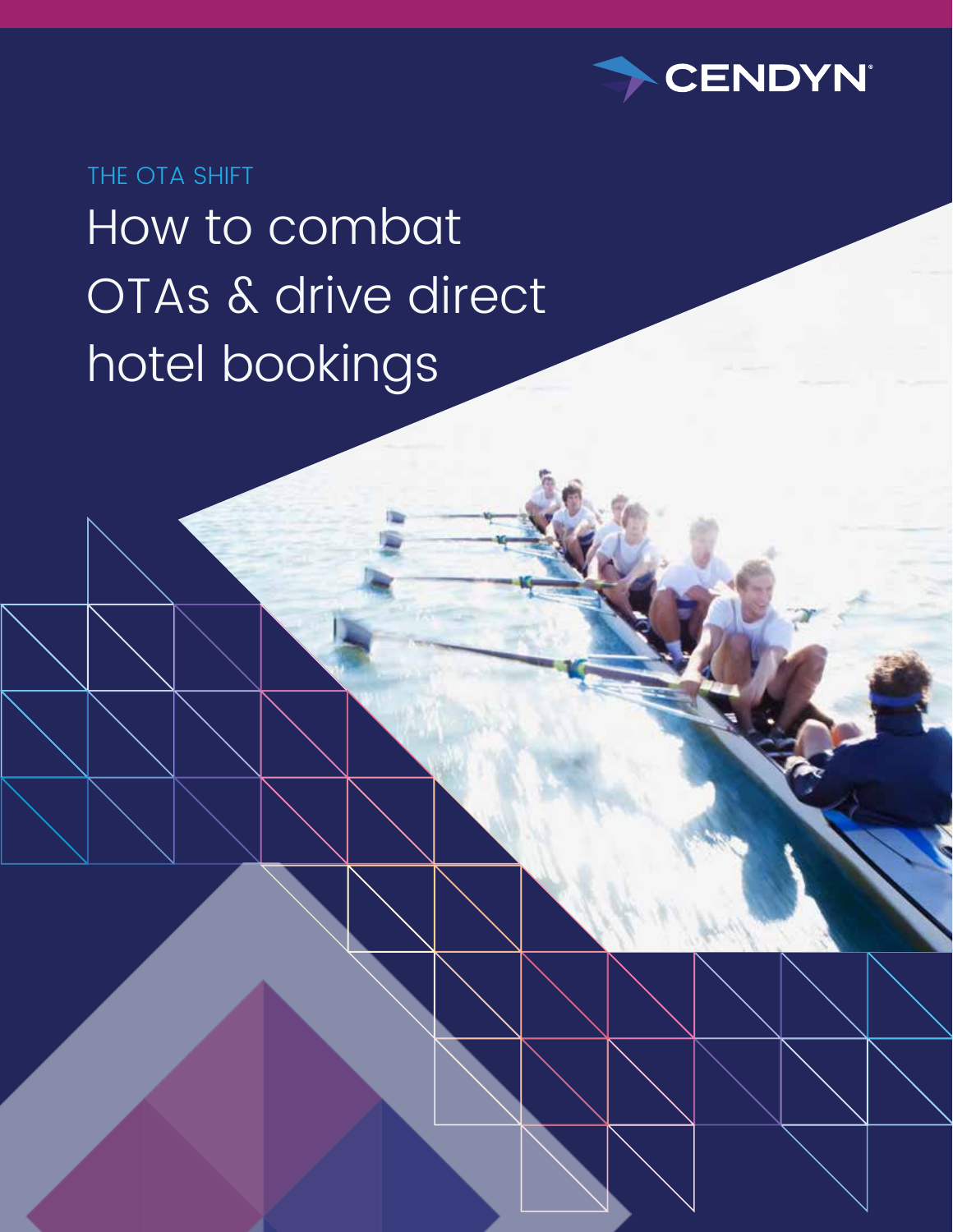CENDYN

THE OTA SHIFT

# How to combat OTAs & drive direct hotel bookings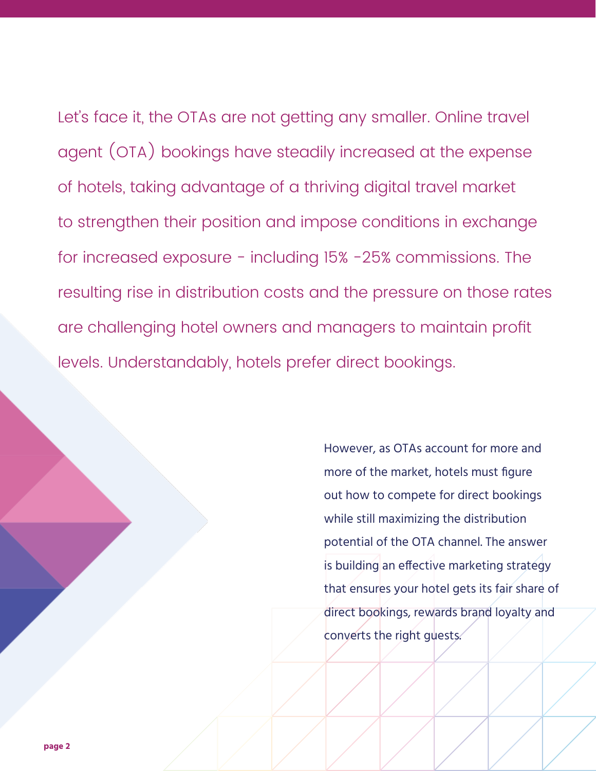Let's face it, the OTAs are not getting any smaller. Online travel agent (OTA) bookings have steadily increased at the expense of hotels, taking advantage of a thriving digital travel market to strengthen their position and impose conditions in exchange for increased exposure - including 15% -25% commissions. The resulting rise in distribution costs and the pressure on those rates are challenging hotel owners and managers to maintain profit levels. Understandably, hotels prefer direct bookings.

However, as OTAs account for more and more of the market, hotels must figure out how to compete for direct bookings while still maximizing the distribution potential of the OTA channel. The answer is building an effective marketing strategy that ensures your hotel gets its fair share of direct bookings, rewards brand loyalty and converts the right guests.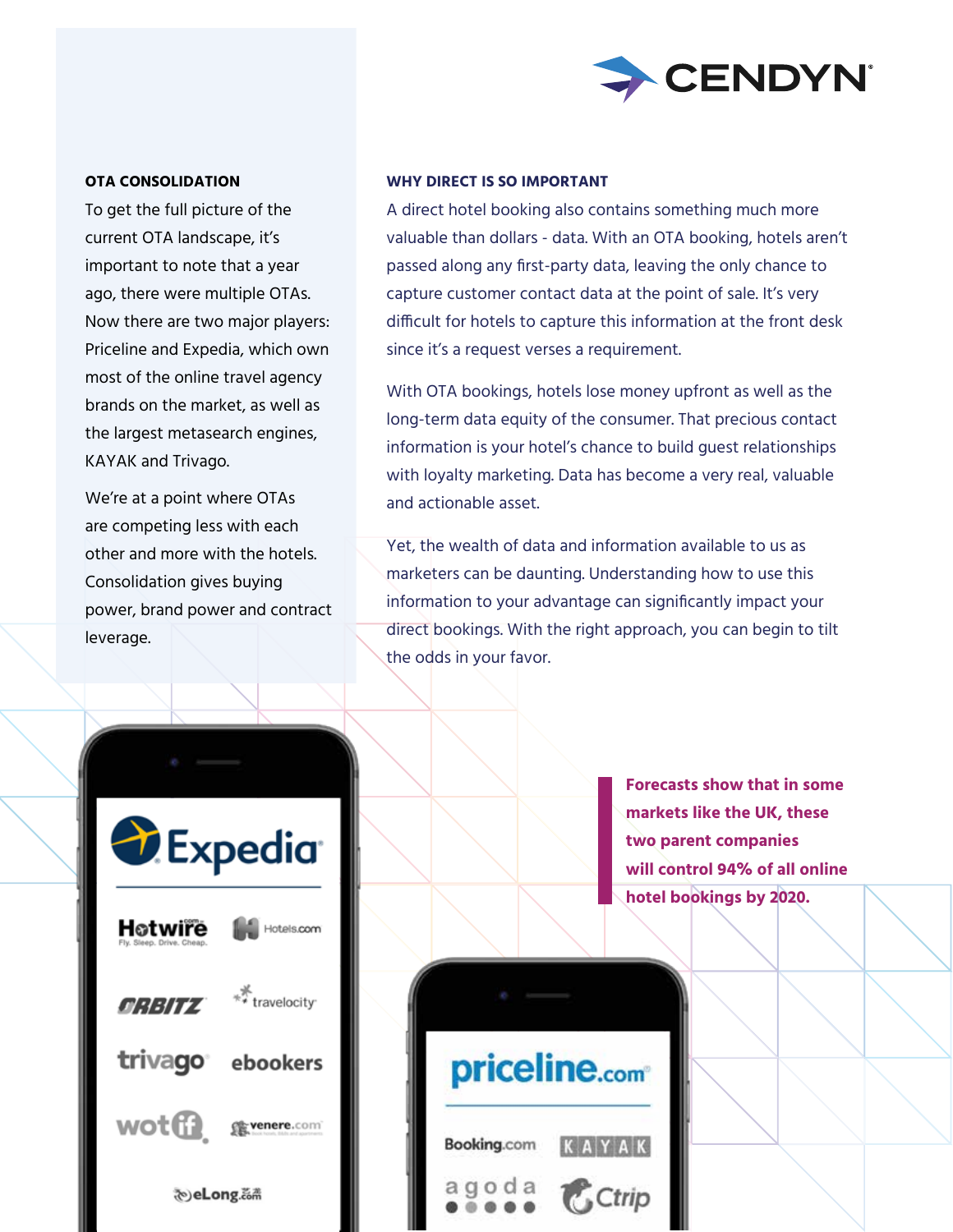### OTA CONSOLIDATION

To get the full picture of the current OTA landscape, it's important to note that a year ago, there were multiple OTAs. Now there are two major players: Priceline and Expedia, which own most of the online travel agency brands on the market, as well as the largest metasearch engines, KAYAK and Trivago.

We're at a point where OTAs are competing less with each other and more with the hotels. Consolidation gives buying power, brand power and contract leverage.

### WHY DIRECT IS SO IMPORTANT

A direct hotel booking also contains something much more valuable than dollars - data. With an OTA booking, hotels aren't passed along any first-party data, leaving the only chance to capture customer contact data at the point of sale. It's very difficult for hotels to capture this information at the front desk since it's a request verses a requirement.

With OTA bookings, hotels lose money upfront as well as the long-term data equity of the consumer. That precious contact information is your hotel's chance to build guest relationships with loyalty marketing. Data has become a very real, valuable and actionable asset.

Yet, the wealth of data and information available to us as marketers can be daunting. Understanding how to use this information to your advantage can significantly impact your direct bookings. With the right approach, you can begin to tilt the odds in your favor.

**Forecasts show that in some markets like the UK, these two parent companies will control 94% of all online hotel bookings by 2020.**

Expedia

Hotwire | Hotels.com

Orbitz | travelocity

trivago | ebookers

wotif | venere.com

eLong

priceline.com

Booking.com | KAYAK

agoda | Ctrip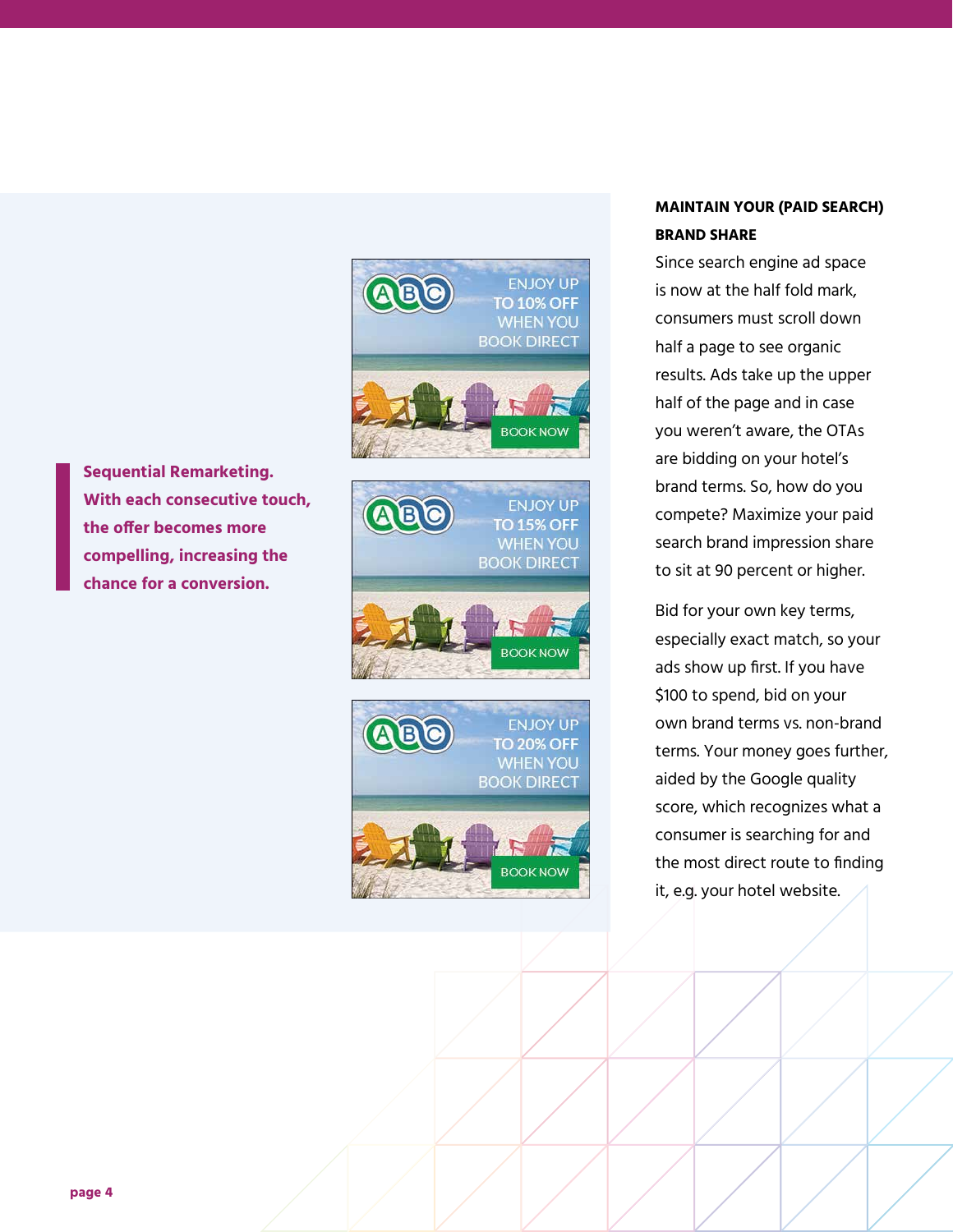**Sequential Remarketing. With each consecutive touch, the offer becomes more compelling, increasing the chance for a conversion.**

ENJOY UP TO 10% OFF WHEN YOU BOOK DIRECT

BOOK NOW

ENJOY UP TO 15% OFF WHEN YOU BOOK DIRECT

BOOK NOW

ENJOY UP TO 20% OFF WHEN YOU BOOK DIRECT

BOOK NOW

## MAINTAIN YOUR (PAID SEARCH) BRAND SHARE

Since search engine ad space is now at the half fold mark, consumers must scroll down half a page to see organic results. Ads take up the upper half of the page and in case you weren't aware, the OTAs are bidding on your hotel's brand terms. So, how do you compete? Maximize your paid search brand impression share to sit at 90 percent or higher.

Bid for your own key terms, especially exact match, so your ads show up first. If you have $100 to spend, bid on your own brand terms vs. non-brand terms. Your money goes further, aided by the Google quality score, which recognizes what a consumer is searching for and the most direct route to finding it, e.g. your hotel website.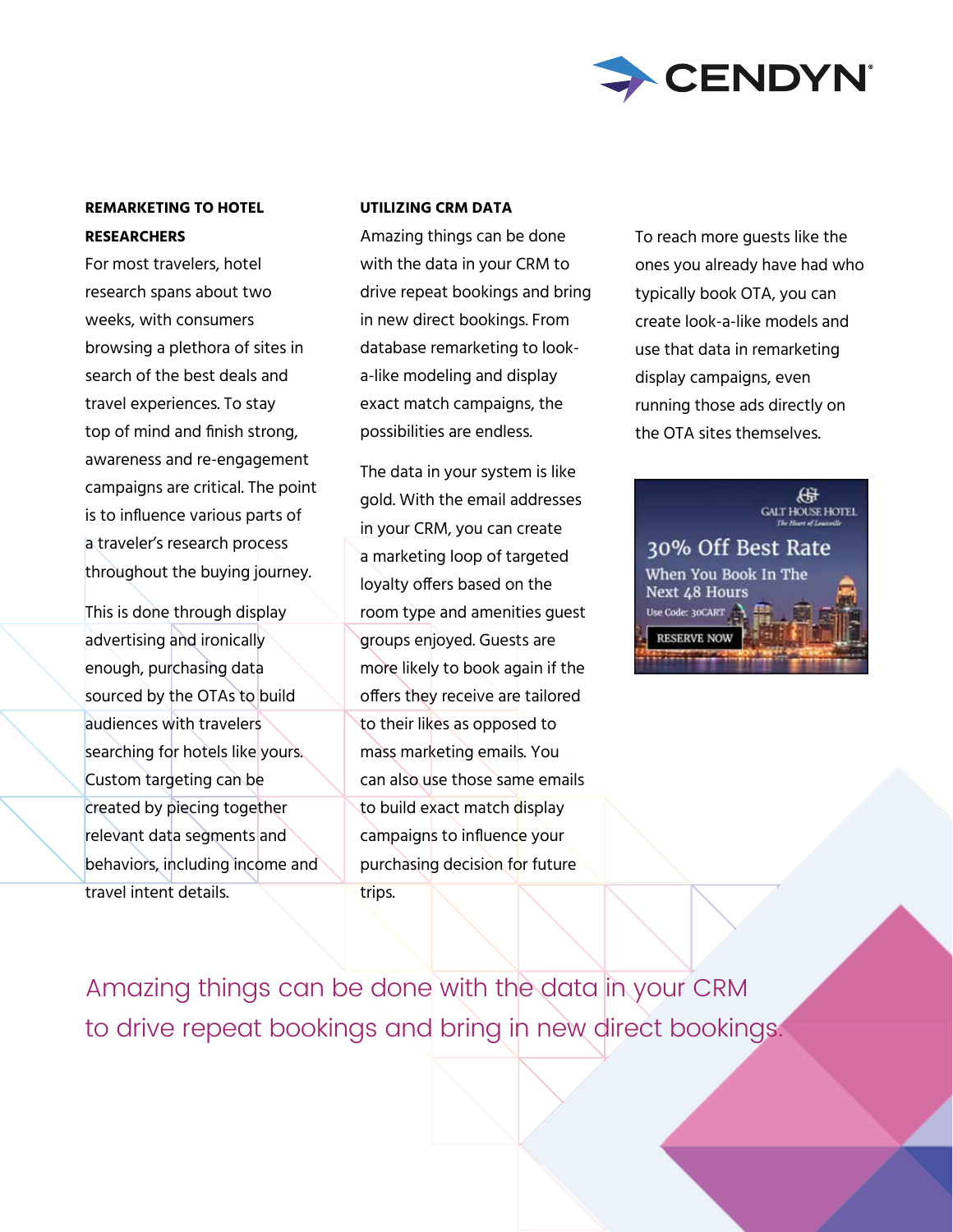### REMARKETING TO HOTEL RESEARCHERS

For most travelers, hotel research spans about two weeks, with consumers browsing a plethora of sites in search of the best deals and travel experiences. To stay top of mind and finish strong, awareness and re-engagement campaigns are critical. The point is to influence various parts of a traveler's research process throughout the buying journey.

This is done through display advertising and ironically enough, purchasing data sourced by the OTAs to build audiences with travelers searching for hotels like yours. Custom targeting can be created by piecing together relevant data segments and behaviors, including income and travel intent details.

### UTILIZING CRM DATA

Amazing things can be done with the data in your CRM to drive repeat bookings and bring in new direct bookings. From database remarketing to look-a-like modeling and display exact match campaigns, the possibilities are endless.

The data in your system is like gold. With the email addresses in your CRM, you can create a marketing loop of targeted loyalty offers based on the room type and amenities guest groups enjoyed. Guests are more likely to book again if the offers they receive are tailored to their likes as opposed to mass marketing emails. You can also use those same emails to build exact match display campaigns to influence your purchasing decision for future trips.

To reach more guests like the ones you already have had who typically book OTA, you can create look-a-like models and use that data in remarketing display campaigns, even running those ads directly on the OTA sites themselves.

Amazing things can be done with the data in your CRM to drive repeat bookings and bring in new direct bookings.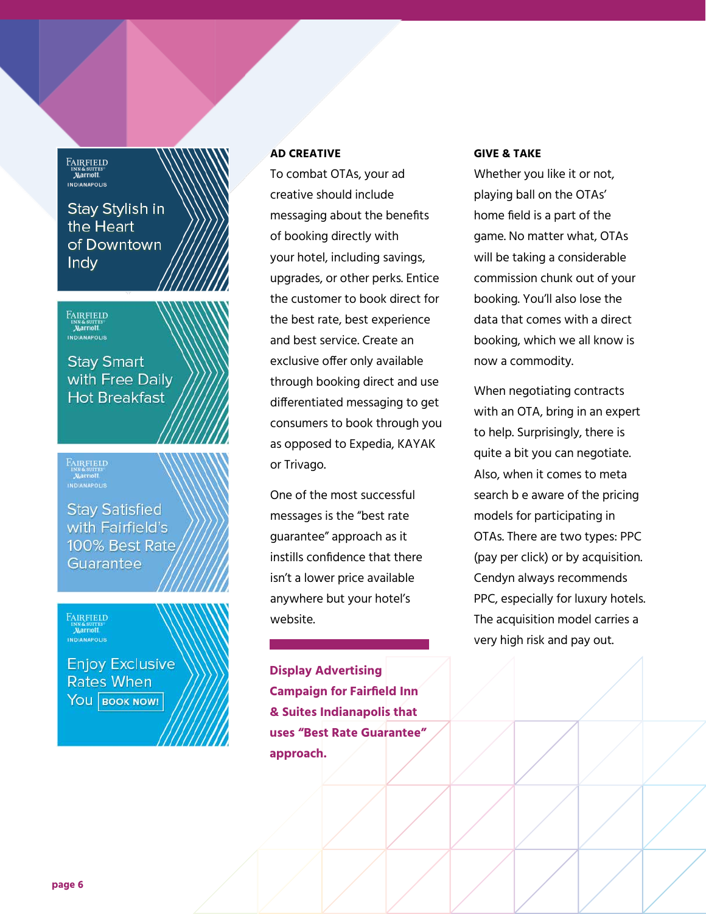Stay Stylish in the Heart of Downtown Indy

Stay Smart with Free Daily Hot Breakfast

Stay Satisfied with Fairfield's 100% Best Rate Guarantee

Enjoy Exclusive Rates When You BOOK NOW!

## AD CREATIVE

To combat OTAs, your ad creative should include messaging about the benefits of booking directly with your hotel, including savings, upgrades, or other perks. Entice the customer to book direct for the best rate, best experience and best service. Create an exclusive offer only available through booking direct and use differentiated messaging to get consumers to book through you as opposed to Expedia, KAYAK or Trivago.

One of the most successful messages is the "best rate guarantee" approach as it instills confidence that there isn't a lower price available anywhere but your hotel's website.

**Display Advertising Campaign for Fairfield Inn & Suites Indianapolis that uses "Best Rate Guarantee" approach.**

## GIVE & TAKE

Whether you like it or not, playing ball on the OTAs' home field is a part of the game. No matter what, OTAs will be taking a considerable commission chunk out of your booking. You'll also lose the data that comes with a direct booking, which we all know is now a commodity.

When negotiating contracts with an OTA, bring in an expert to help. Surprisingly, there is quite a bit you can negotiate. Also, when it comes to meta search b e aware of the pricing models for participating in OTAs. There are two types: PPC (pay per click) or by acquisition. Cendyn always recommends PPC, especially for luxury hotels. The acquisition model carries a very high risk and pay out.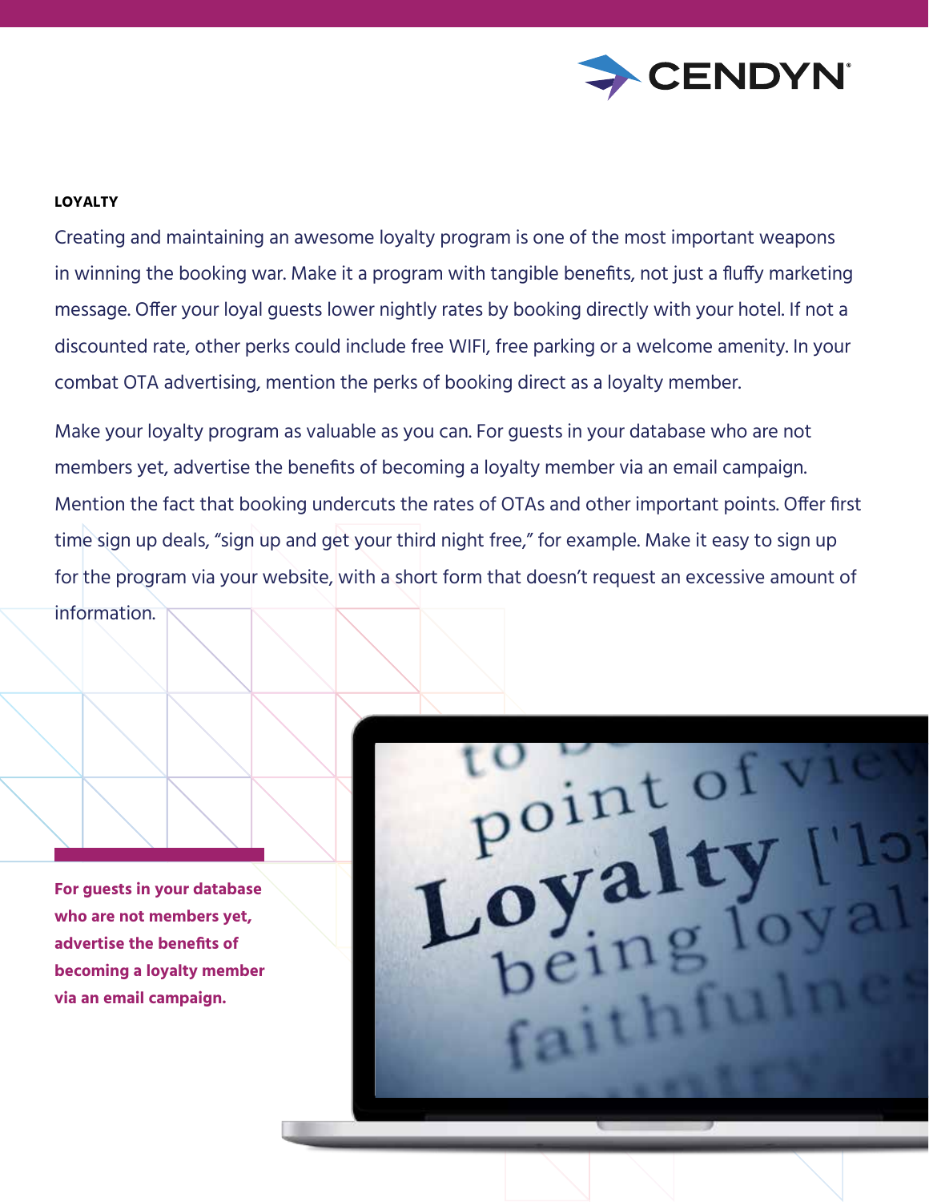## LOYALTY

Creating and maintaining an awesome loyalty program is one of the most important weapons in winning the booking war. Make it a program with tangible benefits, not just a fluffy marketing message. Offer your loyal guests lower nightly rates by booking directly with your hotel. If not a discounted rate, other perks could include free WIFI, free parking or a welcome amenity. In your combat OTA advertising, mention the perks of booking direct as a loyalty member.

Make your loyalty program as valuable as you can. For guests in your database who are not members yet, advertise the benefits of becoming a loyalty member via an email campaign. Mention the fact that booking undercuts the rates of OTAs and other important points. Offer first time sign up deals, "sign up and get your third night free," for example. Make it easy to sign up for the program via your website, with a short form that doesn't request an excessive amount of information.

**For guests in your database who are not members yet, advertise the benefits of becoming a loyalty member via an email campaign.**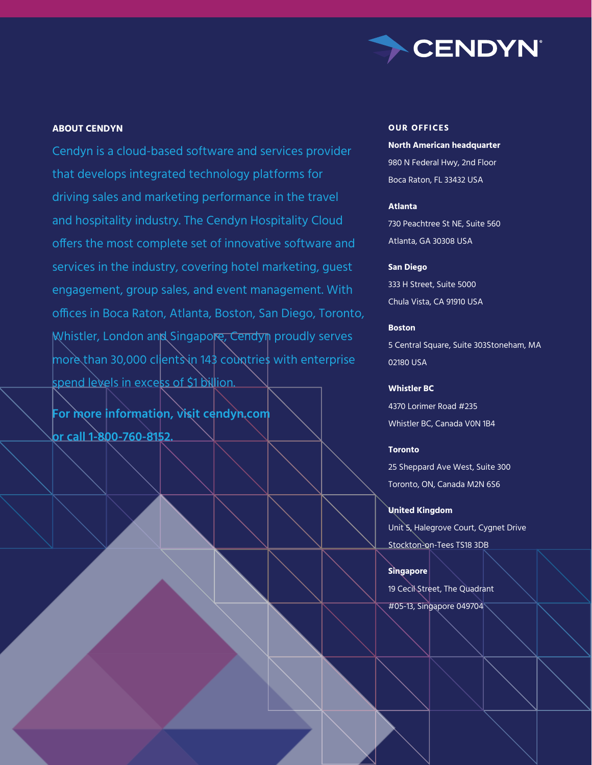CENDYN

## ABOUT CENDYN

Cendyn is a cloud-based software and services provider that develops integrated technology platforms for driving sales and marketing performance in the travel and hospitality industry. The Cendyn Hospitality Cloud offers the most complete set of innovative software and services in the industry, covering hotel marketing, guest engagement, group sales, and event management. With offices in Boca Raton, Atlanta, Boston, San Diego, Toronto, Whistler, London and Singapore, Cendyn proudly serves more than 30,000 clients in 143 countries with enterprise spend levels in excess of $1 billion.

**For more information, visit cendyn.com or call 1-800-760-8152.**

## OUR OFFICES

**North American headquarter**
980 N Federal Hwy, 2nd Floor
Boca Raton, FL 33432 USA

**Atlanta**
730 Peachtree St NE, Suite 560
Atlanta, GA 30308 USA

**San Diego**
333 H Street, Suite 5000
Chula Vista, CA 91910 USA

**Boston**
5 Central Square, Suite 303Stoneham, MA
02180 USA

**Whistler BC**
4370 Lorimer Road #235
Whistler BC, Canada V0N 1B4

**Toronto**
25 Sheppard Ave West, Suite 300
Toronto, ON, Canada M2N 6S6

**United Kingdom**
Unit 5, Halegrove Court, Cygnet Drive
Stockton-on-Tees TS18 3DB

**Singapore**
19 Cecil Street, The Quadrant
#05-13, Singapore 049704